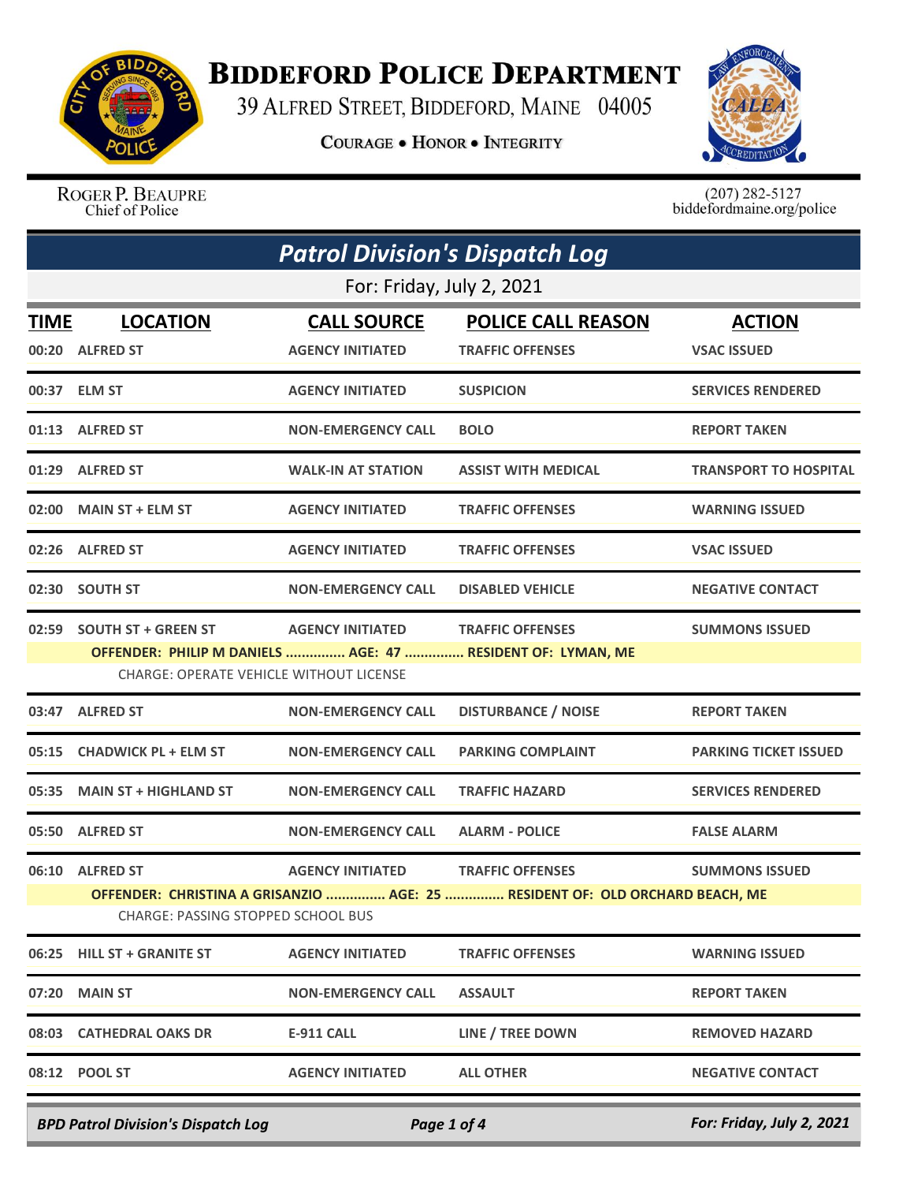# Biddeford Police Department

39 Alfred Street, Biddeford, Maine 04005

**Courage • Honor • Integrity**

Roger P. Beaupre
Chief of Police

(207) 282-5127
biddefordmaine.org/police

## *Patrol Division's Dispatch Log*

For: Friday, July 2, 2021

| TIME | LOCATION | CALL SOURCE | POLICE CALL REASON | ACTION |
|---|---|---|---|---|
| 00:20 | ALFRED ST | AGENCY INITIATED | TRAFFIC OFFENSES | VSAC ISSUED |
| 00:37 | ELM ST | AGENCY INITIATED | SUSPICION | SERVICES RENDERED |
| 01:13 | ALFRED ST | NON-EMERGENCY CALL | BOLO | REPORT TAKEN |
| 01:29 | ALFRED ST | WALK-IN AT STATION | ASSIST WITH MEDICAL | TRANSPORT TO HOSPITAL |
| 02:00 | MAIN ST + ELM ST | AGENCY INITIATED | TRAFFIC OFFENSES | WARNING ISSUED |
| 02:26 | ALFRED ST | AGENCY INITIATED | TRAFFIC OFFENSES | VSAC ISSUED |
| 02:30 | SOUTH ST | NON-EMERGENCY CALL | DISABLED VEHICLE | NEGATIVE CONTACT |
| 02:59 | SOUTH ST + GREEN ST | AGENCY INITIATED | TRAFFIC OFFENSES | SUMMONS ISSUED |
| | OFFENDER: PHILIP M DANIELS ............... AGE: 47 ............... RESIDENT OF: LYMAN, ME | | | |
| | CHARGE: OPERATE VEHICLE WITHOUT LICENSE | | | |
| 03:47 | ALFRED ST | NON-EMERGENCY CALL | DISTURBANCE / NOISE | REPORT TAKEN |
| 05:15 | CHADWICK PL + ELM ST | NON-EMERGENCY CALL | PARKING COMPLAINT | PARKING TICKET ISSUED |
| 05:35 | MAIN ST + HIGHLAND ST | NON-EMERGENCY CALL | TRAFFIC HAZARD | SERVICES RENDERED |
| 05:50 | ALFRED ST | NON-EMERGENCY CALL | ALARM - POLICE | FALSE ALARM |
| 06:10 | ALFRED ST | AGENCY INITIATED | TRAFFIC OFFENSES | SUMMONS ISSUED |
| | OFFENDER: CHRISTINA A GRISANZIO ............... AGE: 25 ............... RESIDENT OF: OLD ORCHARD BEACH, ME | | | |
| | CHARGE: PASSING STOPPED SCHOOL BUS | | | |
| 06:25 | HILL ST + GRANITE ST | AGENCY INITIATED | TRAFFIC OFFENSES | WARNING ISSUED |
| 07:20 | MAIN ST | NON-EMERGENCY CALL | ASSAULT | REPORT TAKEN |
| 08:03 | CATHEDRAL OAKS DR | E-911 CALL | LINE / TREE DOWN | REMOVED HAZARD |
| 08:12 | POOL ST | AGENCY INITIATED | ALL OTHER | NEGATIVE CONTACT |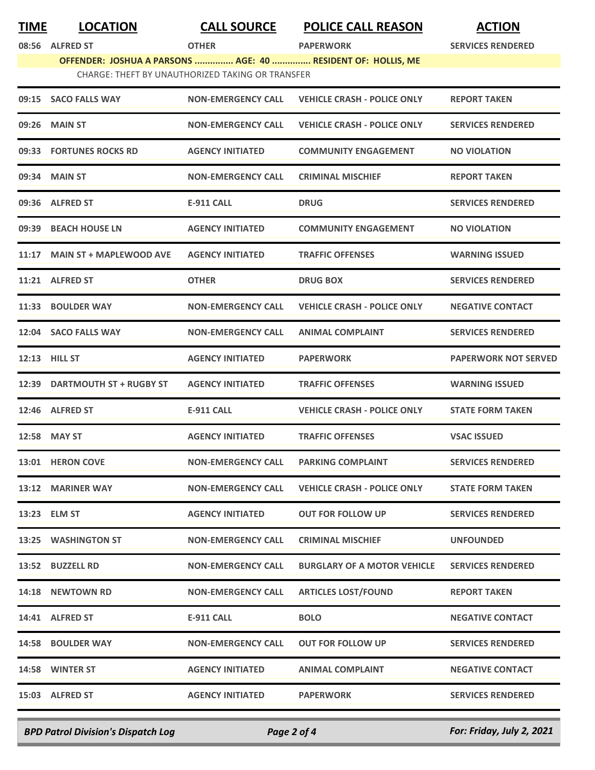| TIME | LOCATION | CALL SOURCE | POLICE CALL REASON | ACTION |
|---|---|---|---|---|
| 08:56 | ALFRED ST | OTHER | PAPERWORK | SERVICES RENDERED |
| | **OFFENDER: JOSHUA A PARSONS ............... AGE: 40 ............... RESIDENT OF: HOLLIS, ME** | | | |
| | CHARGE: THEFT BY UNAUTHORIZED TAKING OR TRANSFER | | | |
| 09:15 | SACO FALLS WAY | NON-EMERGENCY CALL | VEHICLE CRASH - POLICE ONLY | REPORT TAKEN |
| 09:26 | MAIN ST | NON-EMERGENCY CALL | VEHICLE CRASH - POLICE ONLY | SERVICES RENDERED |
| 09:33 | FORTUNES ROCKS RD | AGENCY INITIATED | COMMUNITY ENGAGEMENT | NO VIOLATION |
| 09:34 | MAIN ST | NON-EMERGENCY CALL | CRIMINAL MISCHIEF | REPORT TAKEN |
| 09:36 | ALFRED ST | E-911 CALL | DRUG | SERVICES RENDERED |
| 09:39 | BEACH HOUSE LN | AGENCY INITIATED | COMMUNITY ENGAGEMENT | NO VIOLATION |
| 11:17 | MAIN ST + MAPLEWOOD AVE | AGENCY INITIATED | TRAFFIC OFFENSES | WARNING ISSUED |
| 11:21 | ALFRED ST | OTHER | DRUG BOX | SERVICES RENDERED |
| 11:33 | BOULDER WAY | NON-EMERGENCY CALL | VEHICLE CRASH - POLICE ONLY | NEGATIVE CONTACT |
| 12:04 | SACO FALLS WAY | NON-EMERGENCY CALL | ANIMAL COMPLAINT | SERVICES RENDERED |
| 12:13 | HILL ST | AGENCY INITIATED | PAPERWORK | PAPERWORK NOT SERVED |
| 12:39 | DARTMOUTH ST + RUGBY ST | AGENCY INITIATED | TRAFFIC OFFENSES | WARNING ISSUED |
| 12:46 | ALFRED ST | E-911 CALL | VEHICLE CRASH - POLICE ONLY | STATE FORM TAKEN |
| 12:58 | MAY ST | AGENCY INITIATED | TRAFFIC OFFENSES | VSAC ISSUED |
| 13:01 | HERON COVE | NON-EMERGENCY CALL | PARKING COMPLAINT | SERVICES RENDERED |
| 13:12 | MARINER WAY | NON-EMERGENCY CALL | VEHICLE CRASH - POLICE ONLY | STATE FORM TAKEN |
| 13:23 | ELM ST | AGENCY INITIATED | OUT FOR FOLLOW UP | SERVICES RENDERED |
| 13:25 | WASHINGTON ST | NON-EMERGENCY CALL | CRIMINAL MISCHIEF | UNFOUNDED |
| 13:52 | BUZZELL RD | NON-EMERGENCY CALL | BURGLARY OF A MOTOR VEHICLE | SERVICES RENDERED |
| 14:18 | NEWTOWN RD | NON-EMERGENCY CALL | ARTICLES LOST/FOUND | REPORT TAKEN |
| 14:41 | ALFRED ST | E-911 CALL | BOLO | NEGATIVE CONTACT |
| 14:58 | BOULDER WAY | NON-EMERGENCY CALL | OUT FOR FOLLOW UP | SERVICES RENDERED |
| 14:58 | WINTER ST | AGENCY INITIATED | ANIMAL COMPLAINT | NEGATIVE CONTACT |
| 15:03 | ALFRED ST | AGENCY INITIATED | PAPERWORK | SERVICES RENDERED |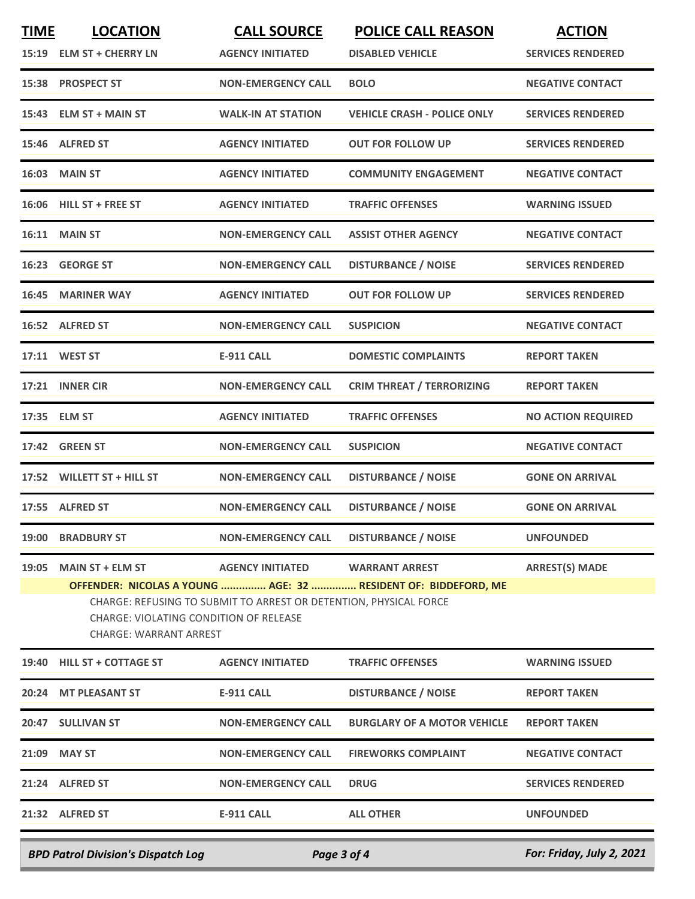| TIME | LOCATION | CALL SOURCE | POLICE CALL REASON | ACTION |
|---|---|---|---|---|
| 15:19 | ELM ST + CHERRY LN | AGENCY INITIATED | DISABLED VEHICLE | SERVICES RENDERED |
| 15:38 | PROSPECT ST | NON-EMERGENCY CALL | BOLO | NEGATIVE CONTACT |
| 15:43 | ELM ST + MAIN ST | WALK-IN AT STATION | VEHICLE CRASH - POLICE ONLY | SERVICES RENDERED |
| 15:46 | ALFRED ST | AGENCY INITIATED | OUT FOR FOLLOW UP | SERVICES RENDERED |
| 16:03 | MAIN ST | AGENCY INITIATED | COMMUNITY ENGAGEMENT | NEGATIVE CONTACT |
| 16:06 | HILL ST + FREE ST | AGENCY INITIATED | TRAFFIC OFFENSES | WARNING ISSUED |
| 16:11 | MAIN ST | NON-EMERGENCY CALL | ASSIST OTHER AGENCY | NEGATIVE CONTACT |
| 16:23 | GEORGE ST | NON-EMERGENCY CALL | DISTURBANCE / NOISE | SERVICES RENDERED |
| 16:45 | MARINER WAY | AGENCY INITIATED | OUT FOR FOLLOW UP | SERVICES RENDERED |
| 16:52 | ALFRED ST | NON-EMERGENCY CALL | SUSPICION | NEGATIVE CONTACT |
| 17:11 | WEST ST | E-911 CALL | DOMESTIC COMPLAINTS | REPORT TAKEN |
| 17:21 | INNER CIR | NON-EMERGENCY CALL | CRIM THREAT / TERRORIZING | REPORT TAKEN |
| 17:35 | ELM ST | AGENCY INITIATED | TRAFFIC OFFENSES | NO ACTION REQUIRED |
| 17:42 | GREEN ST | NON-EMERGENCY CALL | SUSPICION | NEGATIVE CONTACT |
| 17:52 | WILLETT ST + HILL ST | NON-EMERGENCY CALL | DISTURBANCE / NOISE | GONE ON ARRIVAL |
| 17:55 | ALFRED ST | NON-EMERGENCY CALL | DISTURBANCE / NOISE | GONE ON ARRIVAL |
| 19:00 | BRADBURY ST | NON-EMERGENCY CALL | DISTURBANCE / NOISE | UNFOUNDED |
| 19:05 | MAIN ST + ELM ST | AGENCY INITIATED | WARRANT ARREST | ARREST(S) MADE |

**OFFENDER: NICOLAS A YOUNG ............... AGE: 32 ............... RESIDENT OF: BIDDEFORD, ME**

CHARGE: REFUSING TO SUBMIT TO ARREST OR DETENTION, PHYSICAL FORCE
CHARGE: VIOLATING CONDITION OF RELEASE
CHARGE: WARRANT ARREST

| TIME | LOCATION | CALL SOURCE | POLICE CALL REASON | ACTION |
|---|---|---|---|---|
| 19:40 | HILL ST + COTTAGE ST | AGENCY INITIATED | TRAFFIC OFFENSES | WARNING ISSUED |
| 20:24 | MT PLEASANT ST | E-911 CALL | DISTURBANCE / NOISE | REPORT TAKEN |
| 20:47 | SULLIVAN ST | NON-EMERGENCY CALL | BURGLARY OF A MOTOR VEHICLE | REPORT TAKEN |
| 21:09 | MAY ST | NON-EMERGENCY CALL | FIREWORKS COMPLAINT | NEGATIVE CONTACT |
| 21:24 | ALFRED ST | NON-EMERGENCY CALL | DRUG | SERVICES RENDERED |
| 21:32 | ALFRED ST | E-911 CALL | ALL OTHER | UNFOUNDED |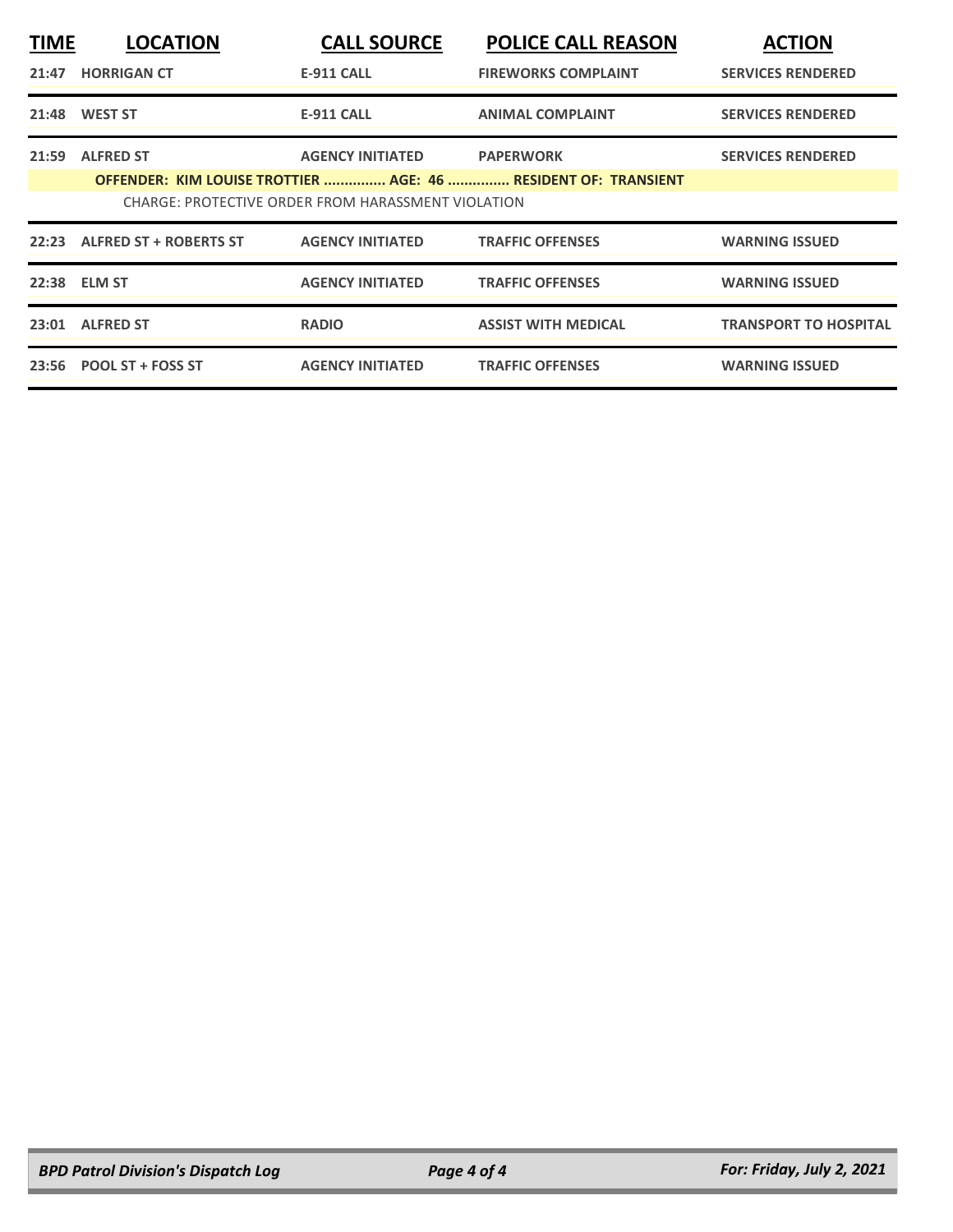| TIME | LOCATION | CALL SOURCE | POLICE CALL REASON | ACTION |
|---|---|---|---|---|
| 21:47 | HORRIGAN CT | E-911 CALL | FIREWORKS COMPLAINT | SERVICES RENDERED |
| 21:48 | WEST ST | E-911 CALL | ANIMAL COMPLAINT | SERVICES RENDERED |
| 21:59 | ALFRED ST | AGENCY INITIATED | PAPERWORK | SERVICES RENDERED |
| | OFFENDER: KIM LOUISE TROTTIER ............... AGE: 46 ............... RESIDENT OF: TRANSIENT | | | |
| | CHARGE: PROTECTIVE ORDER FROM HARASSMENT VIOLATION | | | |
| 22:23 | ALFRED ST + ROBERTS ST | AGENCY INITIATED | TRAFFIC OFFENSES | WARNING ISSUED |
| 22:38 | ELM ST | AGENCY INITIATED | TRAFFIC OFFENSES | WARNING ISSUED |
| 23:01 | ALFRED ST | RADIO | ASSIST WITH MEDICAL | TRANSPORT TO HOSPITAL |
| 23:56 | POOL ST + FOSS ST | AGENCY INITIATED | TRAFFIC OFFENSES | WARNING ISSUED |

*BPD Patrol Division's Dispatch Log* *For: Friday, July 2, 2021*